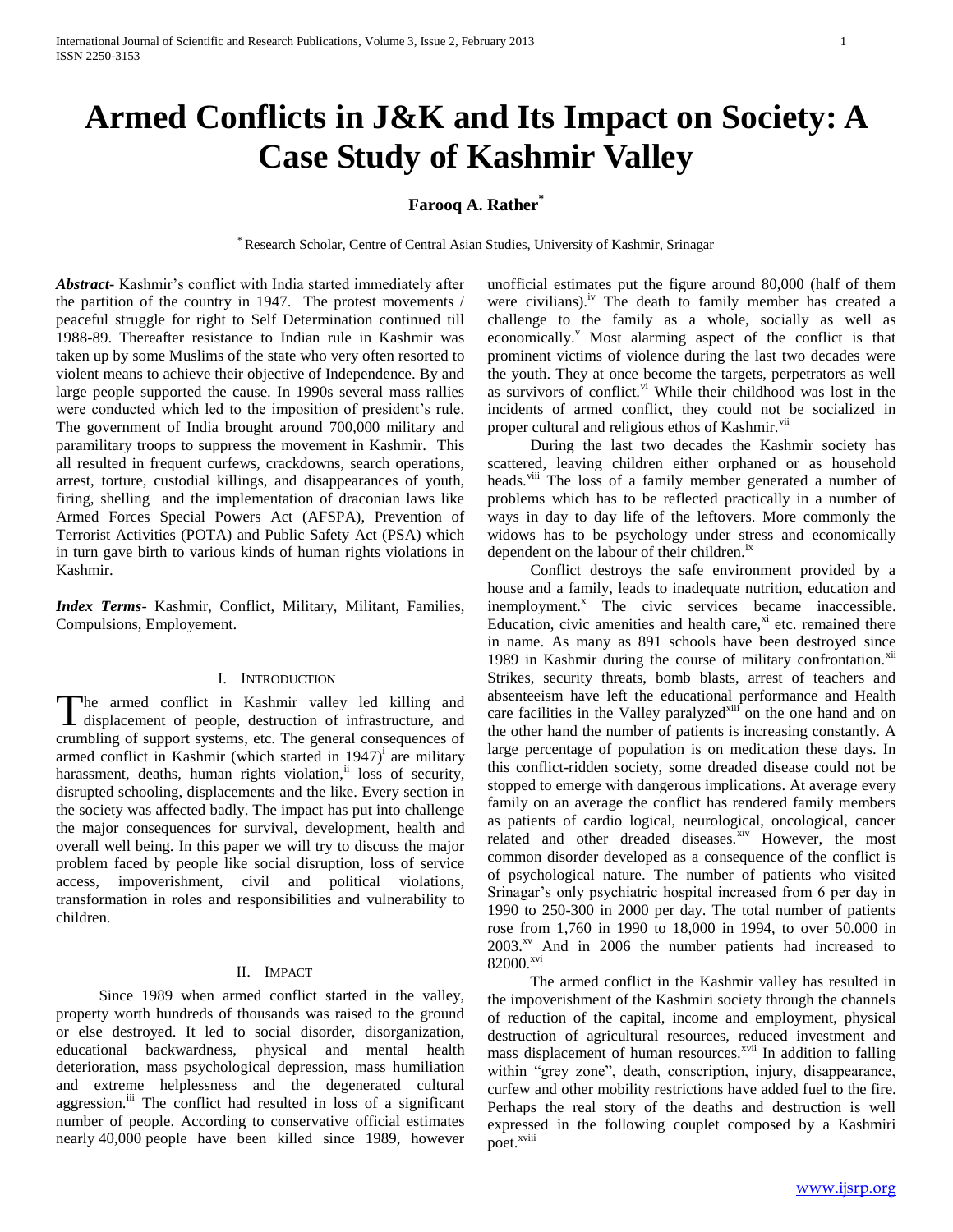# Armed Conflicts in J&K and Its Impact on Society: A Case Study of Kashmir Valley

**Farooq A. Rather[*]**

[*] Research Scholar, Centre of Central Asian Studies, University of Kashmir, Srinagar

***Abstract-*** Kashmir's conflict with India started immediately after the partition of the country in 1947. The protest movements / peaceful struggle for right to Self Determination continued till 1988-89. Thereafter resistance to Indian rule in Kashmir was taken up by some Muslims of the state who very often resorted to violent means to achieve their objective of Independence. By and large people supported the cause. In 1990s several mass rallies were conducted which led to the imposition of president's rule. The government of India brought around 700,000 military and paramilitary troops to suppress the movement in Kashmir. This all resulted in frequent curfews, crackdowns, search operations, arrest, torture, custodial killings, and disappearances of youth, firing, shelling and the implementation of draconian laws like Armed Forces Special Powers Act (AFSPA), Prevention of Terrorist Activities (POTA) and Public Safety Act (PSA) which in turn gave birth to various kinds of human rights violations in Kashmir.

***Index Terms-*** Kashmir, Conflict, Military, Militant, Families, Compulsions, Employement.

## I. Introduction

The armed conflict in Kashmir valley led killing and displacement of people, destruction of infrastructure, and crumbling of support systems, etc. The general consequences of armed conflict in Kashmir (which started in 1947)[i] are military harassment, deaths, human rights violation,[ii] loss of security, disrupted schooling, displacements and the like. Every section in the society was affected badly. The impact has put into challenge the major consequences for survival, development, health and overall well being. In this paper we will try to discuss the major problem faced by people like social disruption, loss of service access, impoverishment, civil and political violations, transformation in roles and responsibilities and vulnerability to children.

## II. Impact

Since 1989 when armed conflict started in the valley, property worth hundreds of thousands was raised to the ground or else destroyed. It led to social disorder, disorganization, educational backwardness, physical and mental health deterioration, mass psychological depression, mass humiliation and extreme helplessness and the degenerated cultural aggression.[iii] The conflict had resulted in loss of a significant number of people. According to conservative official estimates nearly 40,000 people have been killed since 1989, however unofficial estimates put the figure around 80,000 (half of them were civilians).[iv] The death to family member has created a challenge to the family as a whole, socially as well as economically.[v] Most alarming aspect of the conflict is that prominent victims of violence during the last two decades were the youth. They at once become the targets, perpetrators as well as survivors of conflict.[vi] While their childhood was lost in the incidents of armed conflict, they could not be socialized in proper cultural and religious ethos of Kashmir.[vii]

During the last two decades the Kashmir society has scattered, leaving children either orphaned or as household heads.[viii] The loss of a family member generated a number of problems which has to be reflected practically in a number of ways in day to day life of the leftovers. More commonly the widows has to be psychology under stress and economically dependent on the labour of their children.[ix]

Conflict destroys the safe environment provided by a house and a family, leads to inadequate nutrition, education and inemployment.[x] The civic services became inaccessible. Education, civic amenities and health care,[xi] etc. remained there in name. As many as 891 schools have been destroyed since 1989 in Kashmir during the course of military confrontation.[xii] Strikes, security threats, bomb blasts, arrest of teachers and absenteeism have left the educational performance and Health care facilities in the Valley paralyzed[xiii] on the one hand and on the other hand the number of patients is increasing constantly. A large percentage of population is on medication these days. In this conflict-ridden society, some dreaded disease could not be stopped to emerge with dangerous implications. At average every family on an average the conflict has rendered family members as patients of cardio logical, neurological, oncological, cancer related and other dreaded diseases.[xiv] However, the most common disorder developed as a consequence of the conflict is of psychological nature. The number of patients who visited Srinagar's only psychiatric hospital increased from 6 per day in 1990 to 250-300 in 2000 per day. The total number of patients rose from 1,760 in 1990 to 18,000 in 1994, to over 50.000 in 2003.[xv] And in 2006 the number patients had increased to 82000.[xvi]

The armed conflict in the Kashmir valley has resulted in the impoverishment of the Kashmiri society through the channels of reduction of the capital, income and employment, physical destruction of agricultural resources, reduced investment and mass displacement of human resources.[xvii] In addition to falling within "grey zone", death, conscription, injury, disappearance, curfew and other mobility restrictions have added fuel to the fire. Perhaps the real story of the deaths and destruction is well expressed in the following couplet composed by a Kashmiri poet.[xviii]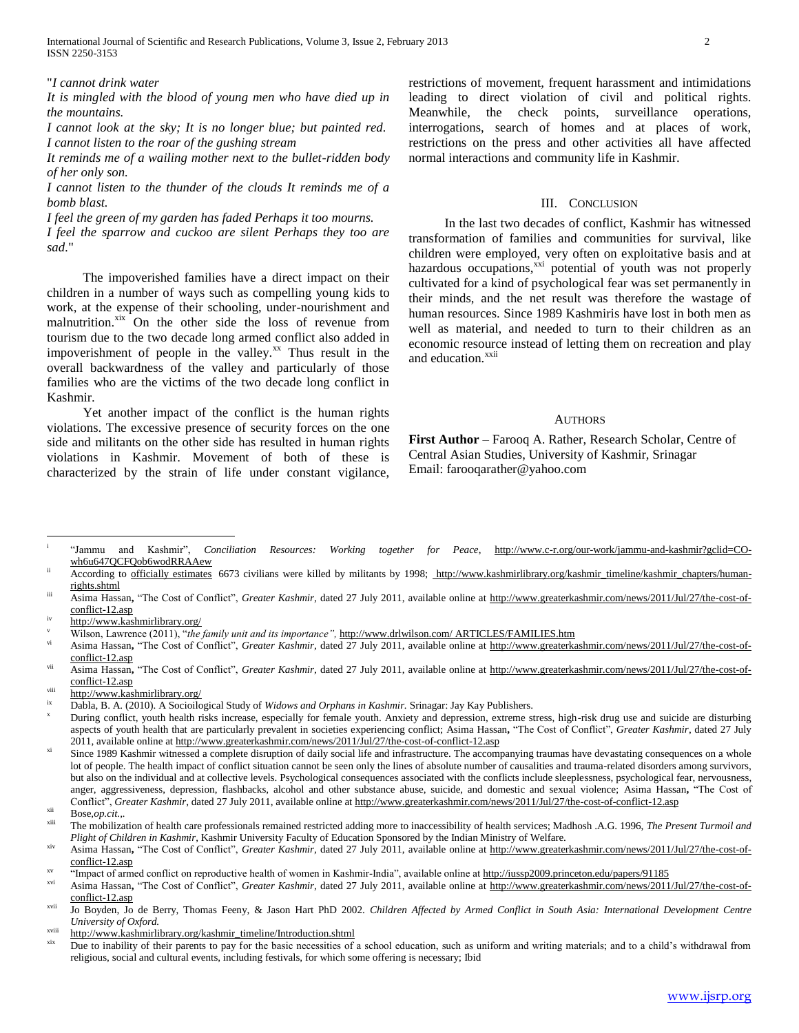"*I cannot drink water*
*It is mingled with the blood of young men who have died up in the mountains.*
*I cannot look at the sky; It is no longer blue; but painted red.*
*I cannot listen to the roar of the gushing stream*
*It reminds me of a wailing mother next to the bullet-ridden body of her only son.*
*I cannot listen to the thunder of the clouds It reminds me of a bomb blast.*
*I feel the green of my garden has faded Perhaps it too mourns.*
*I feel the sparrow and cuckoo are silent Perhaps they too are sad*."

The impoverished families have a direct impact on their children in a number of ways such as compelling young kids to work, at the expense of their schooling, under-nourishment and malnutrition.[xix] On the other side the loss of revenue from tourism due to the two decade long armed conflict also added in impoverishment of people in the valley.[xx] Thus result in the overall backwardness of the valley and particularly of those families who are the victims of the two decade long conflict in Kashmir.

Yet another impact of the conflict is the human rights violations. The excessive presence of security forces on the one side and militants on the other side has resulted in human rights violations in Kashmir. Movement of both of these is characterized by the strain of life under constant vigilance, restrictions of movement, frequent harassment and intimidations leading to direct violation of civil and political rights. Meanwhile, the check points, surveillance operations, interrogations, search of homes and at places of work, restrictions on the press and other activities all have affected normal interactions and community life in Kashmir.

## III. Conclusion

In the last two decades of conflict, Kashmir has witnessed transformation of families and communities for survival, like children were employed, very often on exploitative basis and at hazardous occupations,[xxi] potential of youth was not properly cultivated for a kind of psychological fear was set permanently in their minds, and the net result was therefore the wastage of human resources. Since 1989 Kashmiris have lost in both men as well as material, and needed to turn to their children as an economic resource instead of letting them on recreation and play and education.[xxii]

## Authors

**First Author** – Farooq A. Rather, Research Scholar, Centre of Central Asian Studies, University of Kashmir, Srinagar
Email: farooqarather@yahoo.com

---

[i] "Jammu and Kashmir", *Conciliation Resources: Working together for Peace*, http://www.c-r.org/our-work/jammu-and-kashmir?gclid=CO-wh6u647QCFQob6wodRRAAew

[ii] According to officially estimates 6673 civilians were killed by militants by 1998; http://www.kashmirlibrary.org/kashmir_timeline/kashmir_chapters/human-rights.shtml

[iii] Asima Hassan, "The Cost of Conflict", *Greater Kashmir*, dated 27 July 2011, available online at http://www.greaterkashmir.com/news/2011/Jul/27/the-cost-of-conflict-12.asp

[iv] http://www.kashmirlibrary.org/

[v] Wilson, Lawrence (2011), "*the family unit and its importance",* http://www.drlwilson.com/ ARTICLES/FAMILIES.htm

[vi] Asima Hassan, "The Cost of Conflict", *Greater Kashmir*, dated 27 July 2011, available online at http://www.greaterkashmir.com/news/2011/Jul/27/the-cost-of-conflict-12.asp

[vii] Asima Hassan, "The Cost of Conflict", *Greater Kashmir*, dated 27 July 2011, available online at http://www.greaterkashmir.com/news/2011/Jul/27/the-cost-of-conflict-12.asp

[viii] http://www.kashmirlibrary.org/

[ix] Dabla, B. A. (2010). A Socioilogical Study of *Widows and Orphans in Kashmir.* Srinagar: Jay Kay Publishers.

[x] During conflict, youth health risks increase, especially for female youth. Anxiety and depression, extreme stress, high-risk drug use and suicide are disturbing aspects of youth health that are particularly prevalent in societies experiencing conflict; Asima Hassan, "The Cost of Conflict", *Greater Kashmir*, dated 27 July 2011, available online at http://www.greaterkashmir.com/news/2011/Jul/27/the-cost-of-conflict-12.asp

[xi] Since 1989 Kashmir witnessed a complete disruption of daily social life and infrastructure. The accompanying traumas have devastating consequences on a whole lot of people. The health impact of conflict situation cannot be seen only the lines of absolute number of causalities and trauma-related disorders among survivors, but also on the individual and at collective levels. Psychological consequences associated with the conflicts include sleeplessness, psychological fear, nervousness, anger, aggressiveness, depression, flashbacks, alcohol and other substance abuse, suicide, and domestic and sexual violence; Asima Hassan, "The Cost of Conflict", *Greater Kashmir*, dated 27 July 2011, available online at http://www.greaterkashmir.com/news/2011/Jul/27/the-cost-of-conflict-12.asp

[xii] Bose,*op.cit.*,.

[xiii] The mobilization of health care professionals remained restricted adding more to inaccessibility of health services; Madhosh .A.G. 1996, *The Present Turmoil and Plight of Children in Kashmir*, Kashmir University Faculty of Education Sponsored by the Indian Ministry of Welfare.

[xiv] Asima Hassan, "The Cost of Conflict", *Greater Kashmir*, dated 27 July 2011, available online at http://www.greaterkashmir.com/news/2011/Jul/27/the-cost-of-conflict-12.asp

[xv] "Impact of armed conflict on reproductive health of women in Kashmir-India", available online at http://iussp2009.princeton.edu/papers/91185

[xvi] Asima Hassan, "The Cost of Conflict", *Greater Kashmir*, dated 27 July 2011, available online at http://www.greaterkashmir.com/news/2011/Jul/27/the-cost-of-conflict-12.asp

[xvii] Jo Boyden, Jo de Berry, Thomas Feeny, & Jason Hart PhD 2002. *Children Affected by Armed Conflict in South Asia: International Development Centre University of Oxford.*

[xviii] http://www.kashmirlibrary.org/kashmir_timeline/Introduction.shtml

[xix] Due to inability of their parents to pay for the basic necessities of a school education, such as uniform and writing materials; and to a child's withdrawal from religious, social and cultural events, including festivals, for which some offering is necessary; Ibid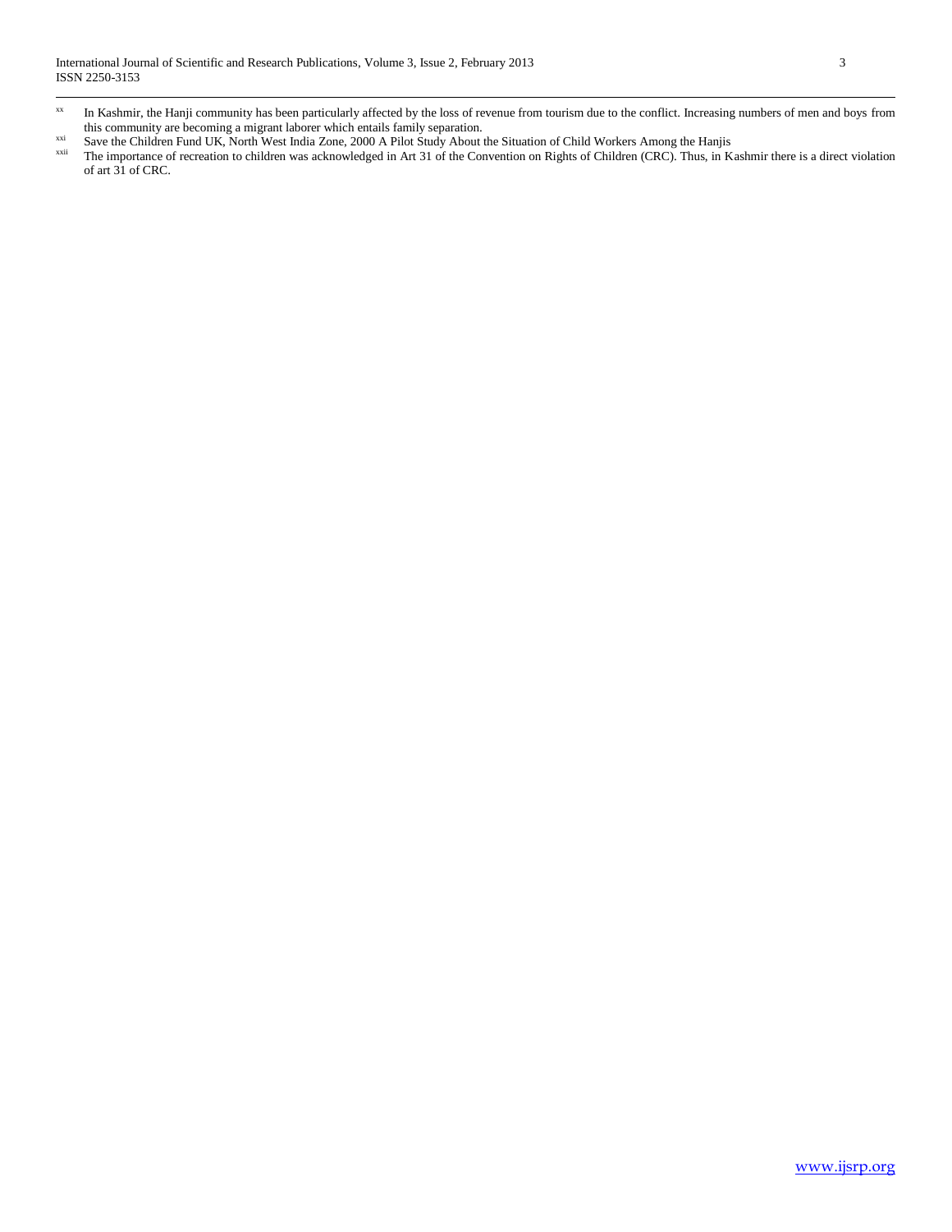[xx] In Kashmir, the Hanji community has been particularly affected by the loss of revenue from tourism due to the conflict. Increasing numbers of men and boys from this community are becoming a migrant laborer which entails family separation.

[xxi] Save the Children Fund UK, North West India Zone, 2000 A Pilot Study About the Situation of Child Workers Among the Hanjis

[xxii] The importance of recreation to children was acknowledged in Art 31 of the Convention on Rights of Children (CRC). Thus, in Kashmir there is a direct violation of art 31 of CRC.